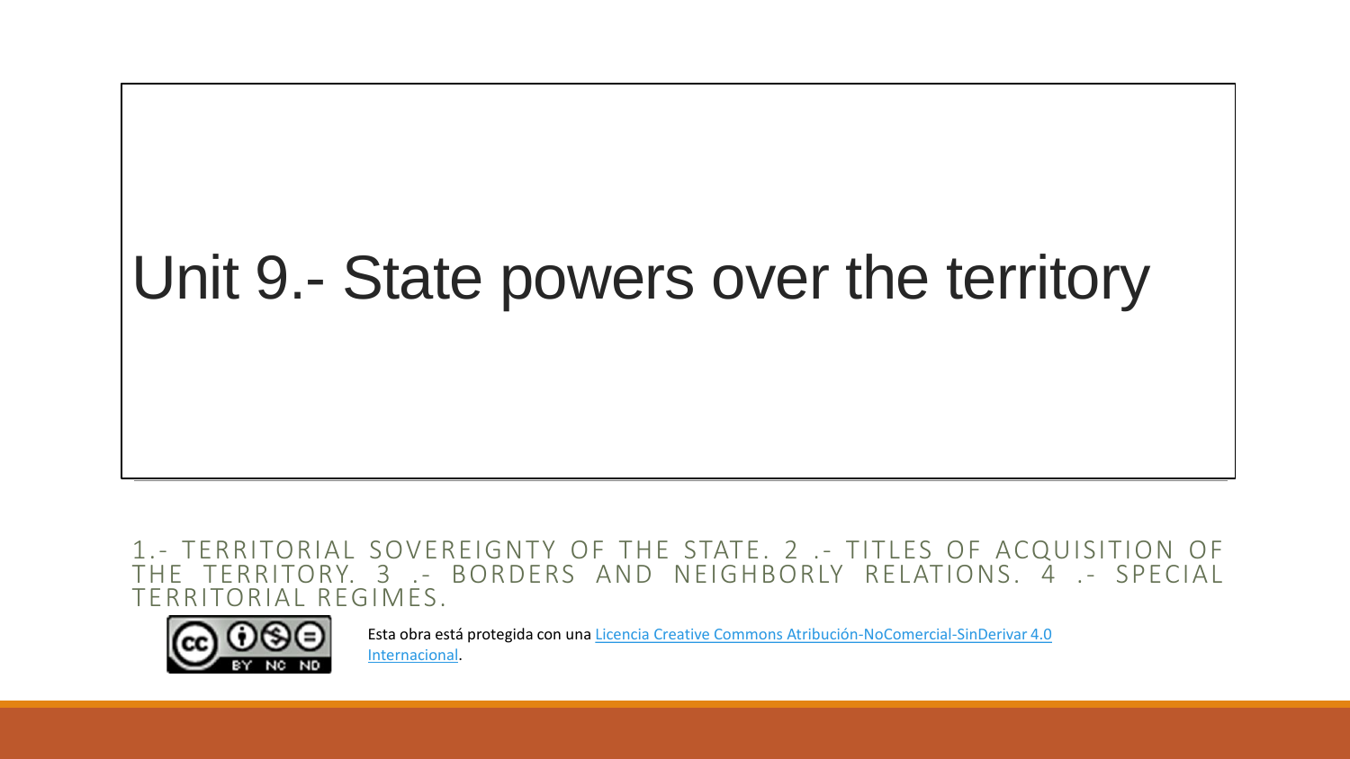# Unit 9.- State powers over the territory

1.- TERRITORIAL SOVEREIGNTY OF THE STATE. 2 .- TITLES OF ACQUISITION OF THE TERRITORY. 3 .- BORDERS AND NEIGHBORLY RELATIONS. 4 .- SPECIAL TERRITORIAL REGIMES.

Esta obra está protegida con una [Licencia Creative Commons Atribución-NoComercial-SinDerivar 4.0 Internacional](https://creativecommons.org/licenses/by-nc-nd/4.0/).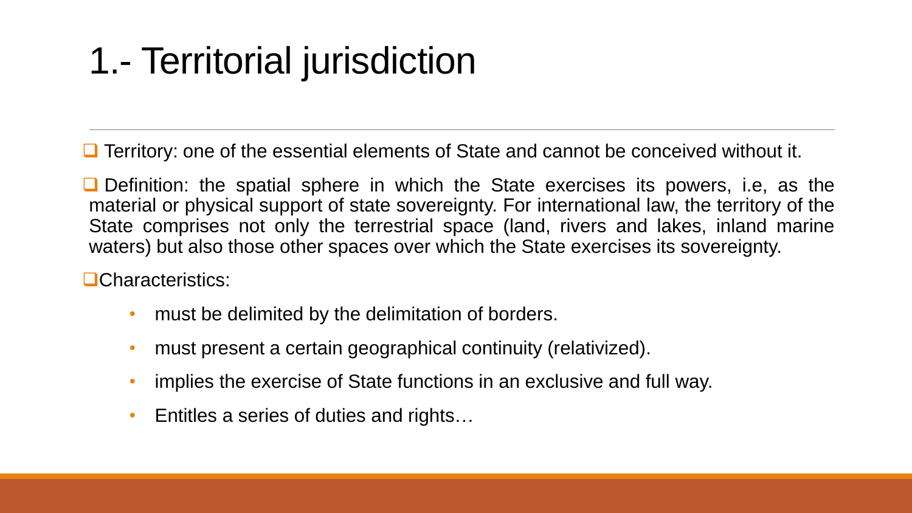# 1.- Territorial jurisdiction

- Territory: one of the essential elements of State and cannot be conceived without it.
- Definition: the spatial sphere in which the State exercises its powers, i.e, as the material or physical support of state sovereignty. For international law, the territory of the State comprises not only the terrestrial space (land, rivers and lakes, inland marine waters) but also those other spaces over which the State exercises its sovereignty.
- Characteristics:
  - must be delimited by the delimitation of borders.
  - must present a certain geographical continuity (relativized).
  - implies the exercise of State functions in an exclusive and full way.
  - Entitles a series of duties and rights…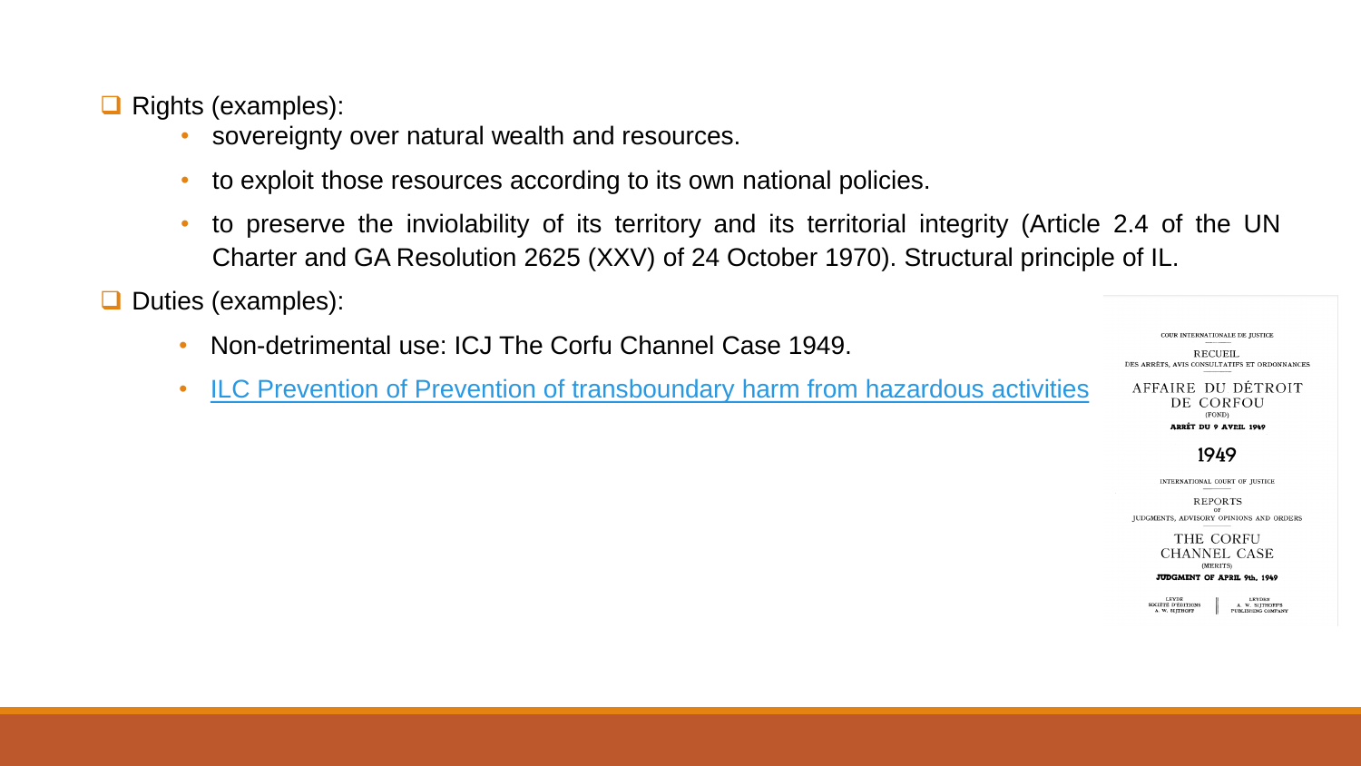- Rights (examples):
  - sovereignty over natural wealth and resources.
  - to exploit those resources according to its own national policies.
  - to preserve the inviolability of its territory and its territorial integrity (Article 2.4 of the UN Charter and GA Resolution 2625 (XXV) of 24 October 1970). Structural principle of IL.
- Duties (examples):
  - Non-detrimental use: ICJ The Corfu Channel Case 1949.
  - ILC Prevention of Prevention of transboundary harm from hazardous activities

COUR INTERNATIONALE DE JUSTICE

RECUEIL DES ARRÊTS, AVIS CONSULTATIFS ET ORDONNANCES

AFFAIRE DU DÉTROIT DE CORFOU (FOND)

ARRÊT DU 9 AVRIL 1949

1949

INTERNATIONAL COURT OF JUSTICE

REPORTS OF JUDGMENTS, ADVISORY OPINIONS AND ORDERS

THE CORFU CHANNEL CASE (MERITS)

JUDGMENT OF APRIL 9th, 1949

LEYDE SOCIÉTÉ D'ÉDITIONS A. W. SIJTHOFF | LEYDEN A. W. SIJTHOFF'S PUBLISHING COMPANY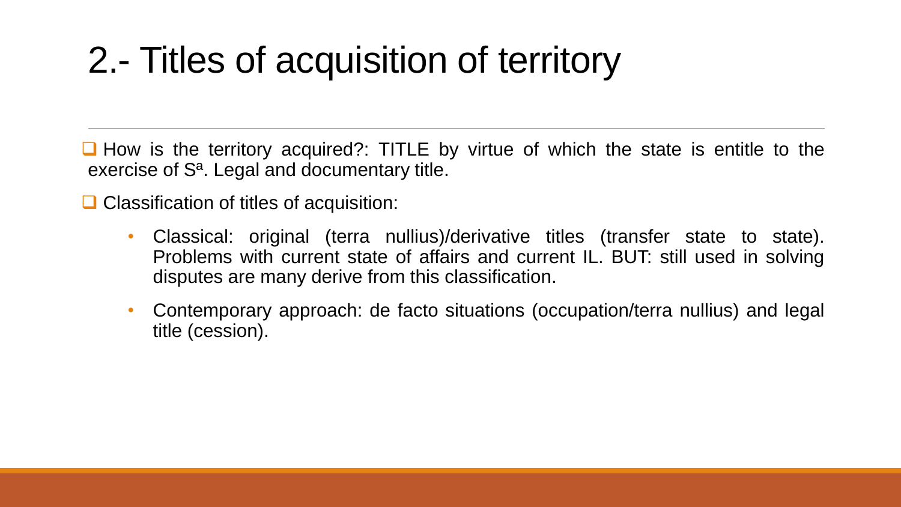# 2.- Titles of acquisition of territory

- How is the territory acquired?: TITLE by virtue of which the state is entitle to the exercise of Sª. Legal and documentary title.
- Classification of titles of acquisition:
  - Classical: original (terra nullius)/derivative titles (transfer state to state). Problems with current state of affairs and current IL. BUT: still used in solving disputes are many derive from this classification.
  - Contemporary approach: de facto situations (occupation/terra nullius) and legal title (cession).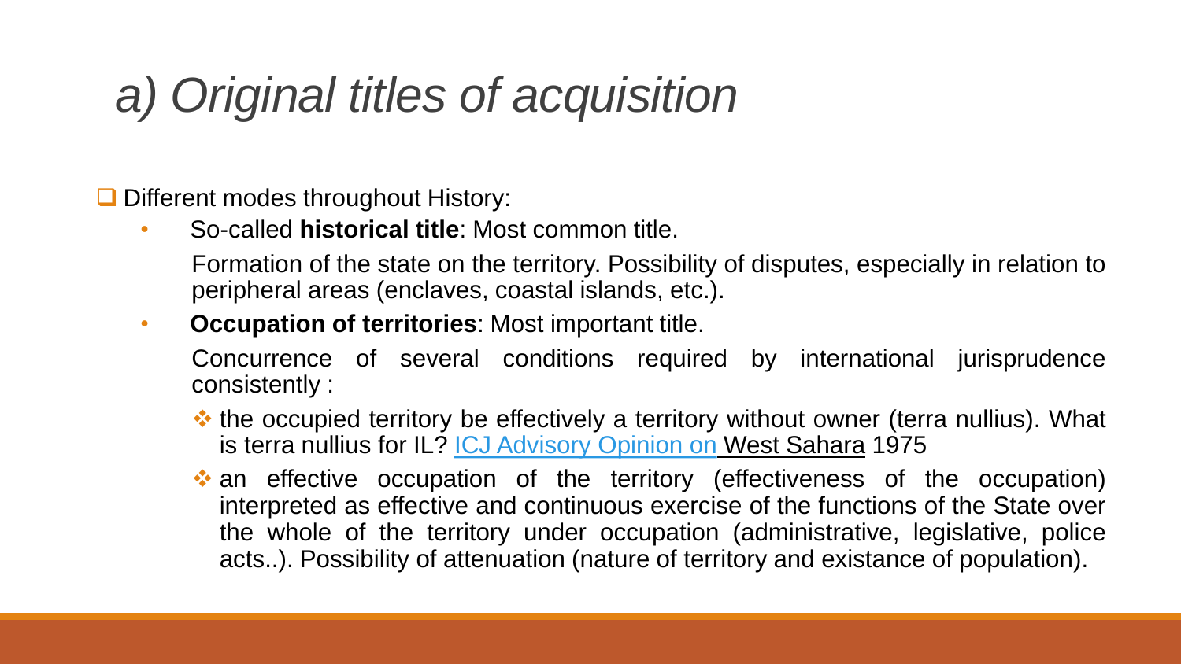# *a) Original titles of acquisition*

- Different modes throughout History:
  - So-called **historical title**: Most common title.

    Formation of the state on the territory. Possibility of disputes, especially in relation to peripheral areas (enclaves, coastal islands, etc.).
  - **Occupation of territories**: Most important title.

    Concurrence of several conditions required by international jurisprudence consistently :
    - the occupied territory be effectively a territory without owner (terra nullius). What is terra nullius for IL? ICJ Advisory Opinion on West Sahara 1975
    - an effective occupation of the territory (effectiveness of the occupation) interpreted as effective and continuous exercise of the functions of the State over the whole of the territory under occupation (administrative, legislative, police acts..). Possibility of attenuation (nature of territory and existance of population).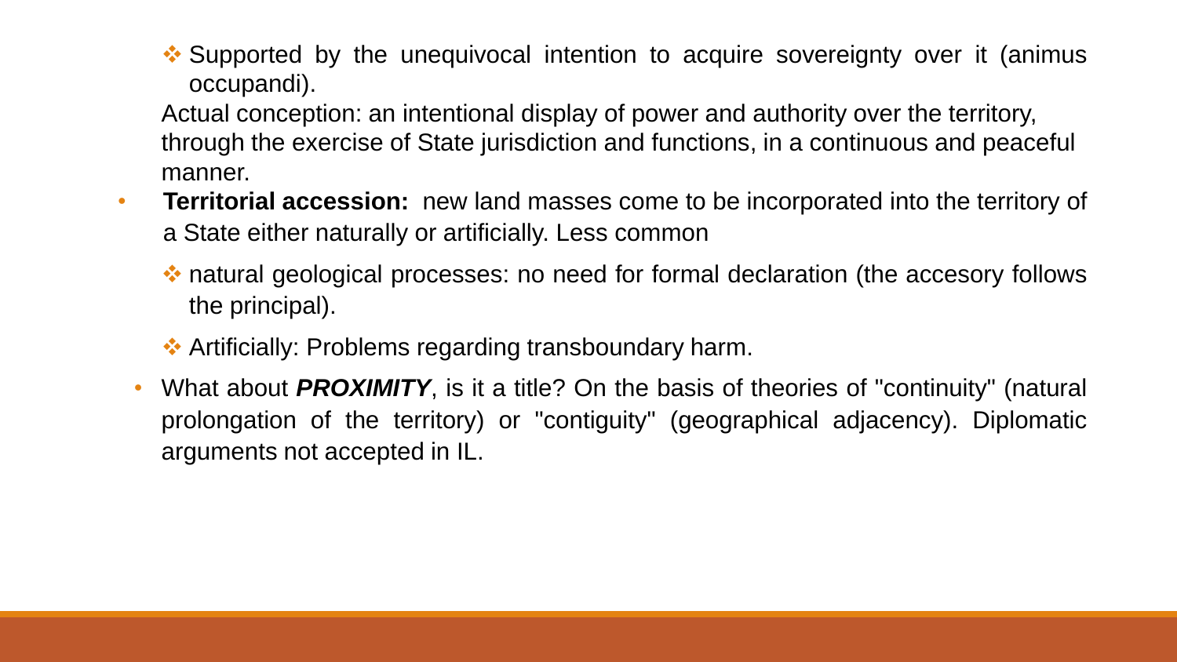- Supported by the unequivocal intention to acquire sovereignty over it (animus occupandi).

  Actual conception: an intentional display of power and authority over the territory, through the exercise of State jurisdiction and functions, in a continuous and peaceful manner.

- **Territorial accession:** new land masses come to be incorporated into the territory of a State either naturally or artificially. Less common
  - natural geological processes: no need for formal declaration (the accesory follows the principal).
  - Artificially: Problems regarding transboundary harm.

- What about ***PROXIMITY***, is it a title? On the basis of theories of "continuity" (natural prolongation of the territory) or "contiguity" (geographical adjacency). Diplomatic arguments not accepted in IL.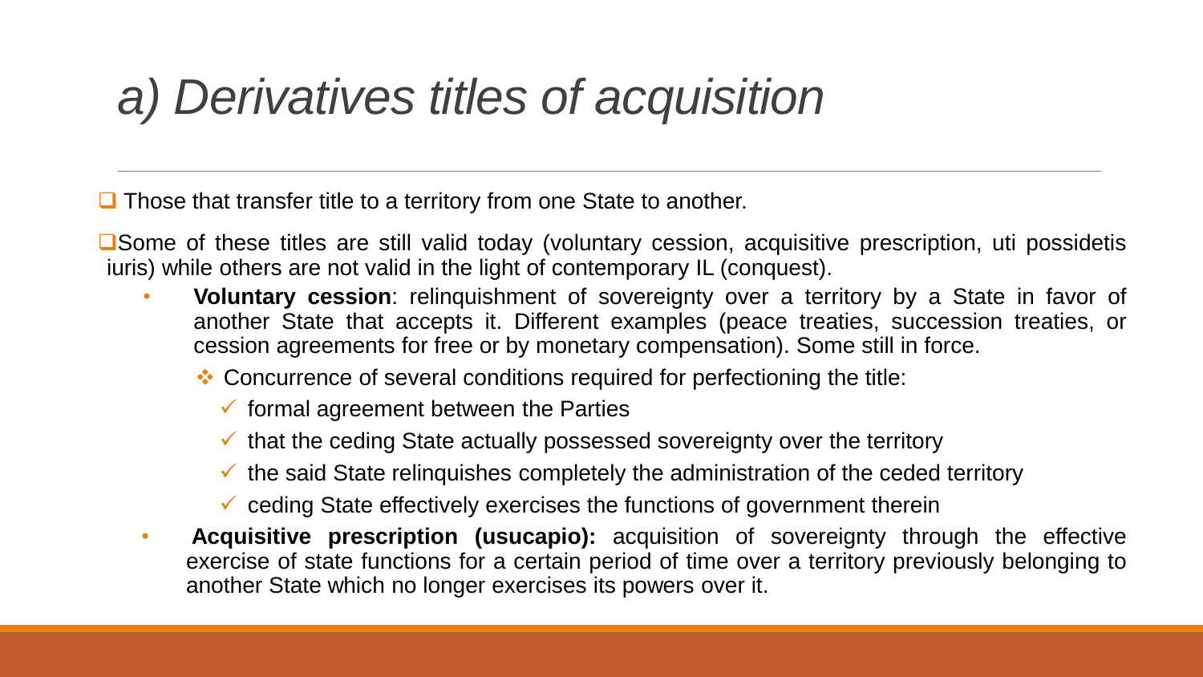# *a) Derivatives titles of acquisition*

- Those that transfer title to a territory from one State to another.
- Some of these titles are still valid today (voluntary cession, acquisitive prescription, uti possidetis iuris) while others are not valid in the light of contemporary IL (conquest).
  - **Voluntary cession**: relinquishment of sovereignty over a territory by a State in favor of another State that accepts it. Different examples (peace treaties, succession treaties, or cession agreements for free or by monetary compensation). Some still in force.
    - Concurrence of several conditions required for perfectioning the title:
      - ✓ formal agreement between the Parties
      - ✓ that the ceding State actually possessed sovereignty over the territory
      - ✓ the said State relinquishes completely the administration of the ceded territory
      - ✓ ceding State effectively exercises the functions of government therein
  - **Acquisitive prescription (usucapio):** acquisition of sovereignty through the effective exercise of state functions for a certain period of time over a territory previously belonging to another State which no longer exercises its powers over it.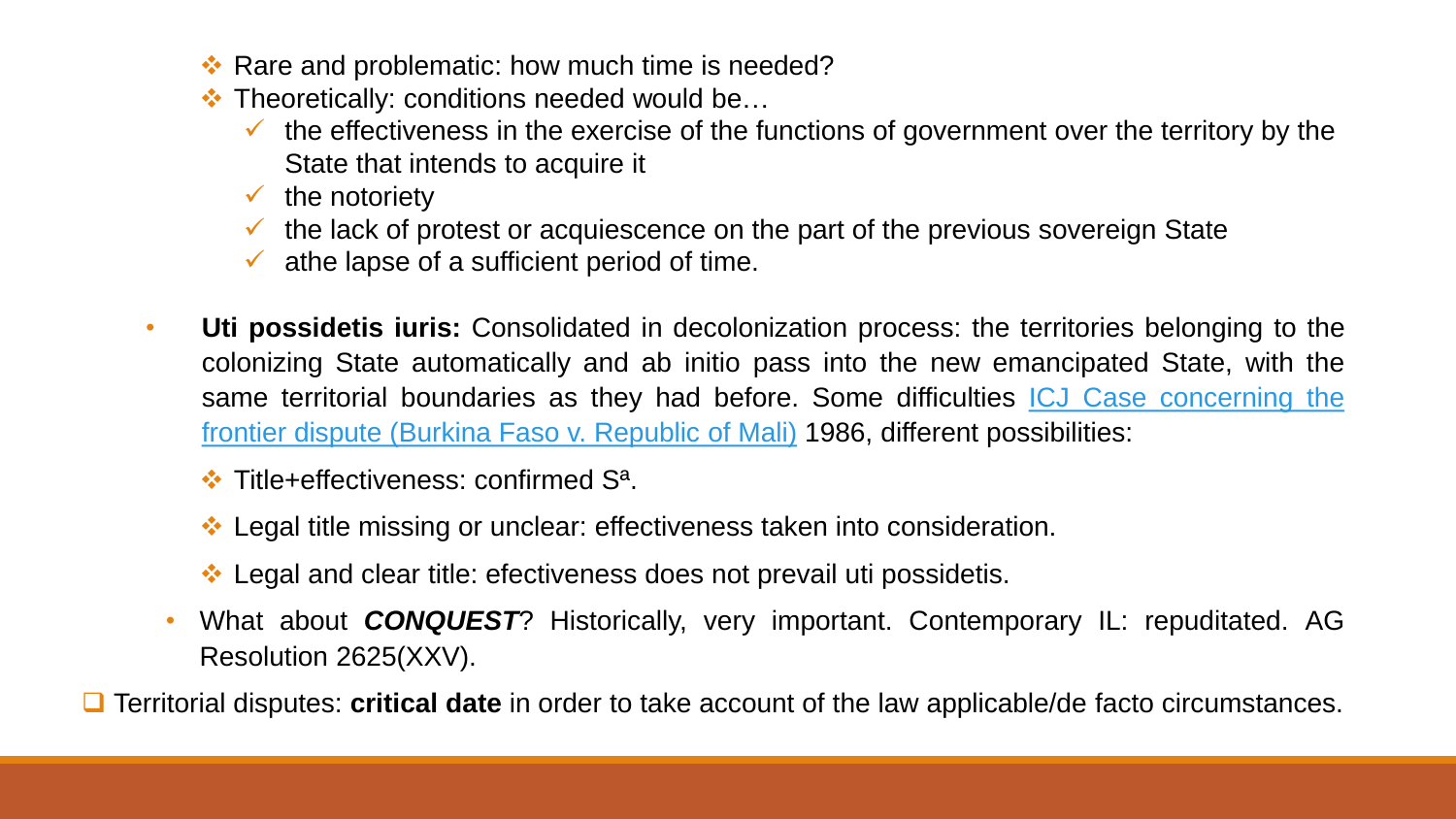- Rare and problematic: how much time is needed?
- Theoretically: conditions needed would be…
  - the effectiveness in the exercise of the functions of government over the territory by the State that intends to acquire it
  - the notoriety
  - the lack of protest or acquiescence on the part of the previous sovereign State
  - athe lapse of a sufficient period of time.

- **Uti possidetis iuris:** Consolidated in decolonization process: the territories belonging to the colonizing State automatically and ab initio pass into the new emancipated State, with the same territorial boundaries as they had before. Some difficulties [ICJ Case concerning the frontier dispute (Burkina Faso v. Republic of Mali)]() 1986, different possibilities:

  - Title+effectiveness: confirmed Sª.
  - Legal title missing or unclear: effectiveness taken into consideration.
  - Legal and clear title: efectiveness does not prevail uti possidetis.

- What about ***CONQUEST***? Historically, very important. Contemporary IL: repuditated. AG Resolution 2625(XXV).

- Territorial disputes: **critical date** in order to take account of the law applicable/de facto circumstances.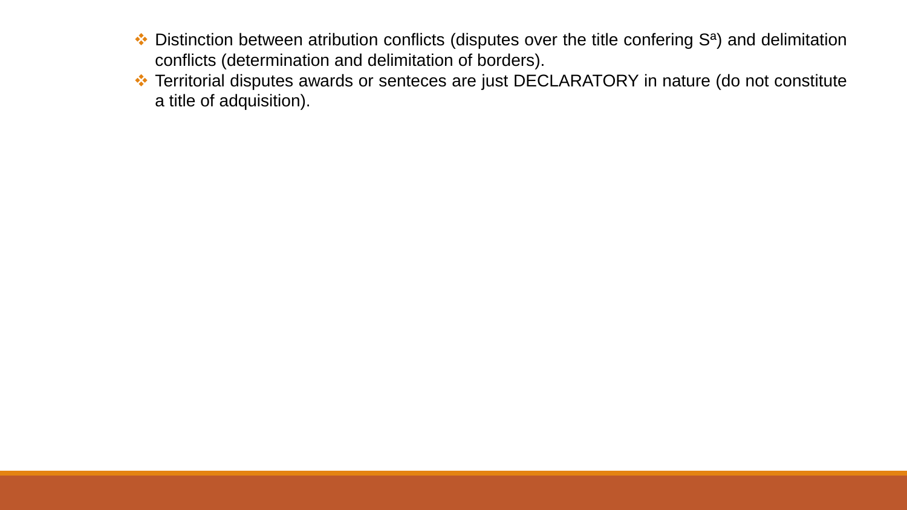- Distinction between atribution conflicts (disputes over the title confering Sª) and delimitation conflicts (determination and delimitation of borders).
- Territorial disputes awards or senteces are just DECLARATORY in nature (do not constitute a title of adquisition).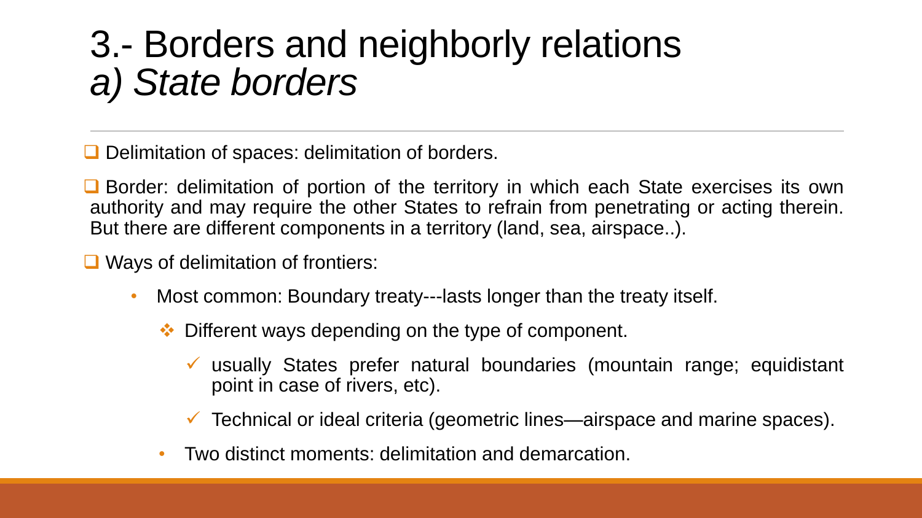# 3.- Borders and neighborly relations
## *a) State borders*

- Delimitation of spaces: delimitation of borders.
- Border: delimitation of portion of the territory in which each State exercises its own authority and may require the other States to refrain from penetrating or acting therein. But there are different components in a territory (land, sea, airspace..).
- Ways of delimitation of frontiers:
  - Most common: Boundary treaty---lasts longer than the treaty itself.
    - Different ways depending on the type of component.
      - usually States prefer natural boundaries (mountain range; equidistant point in case of rivers, etc).
      - Technical or ideal criteria (geometric lines—airspace and marine spaces).
  - Two distinct moments: delimitation and demarcation.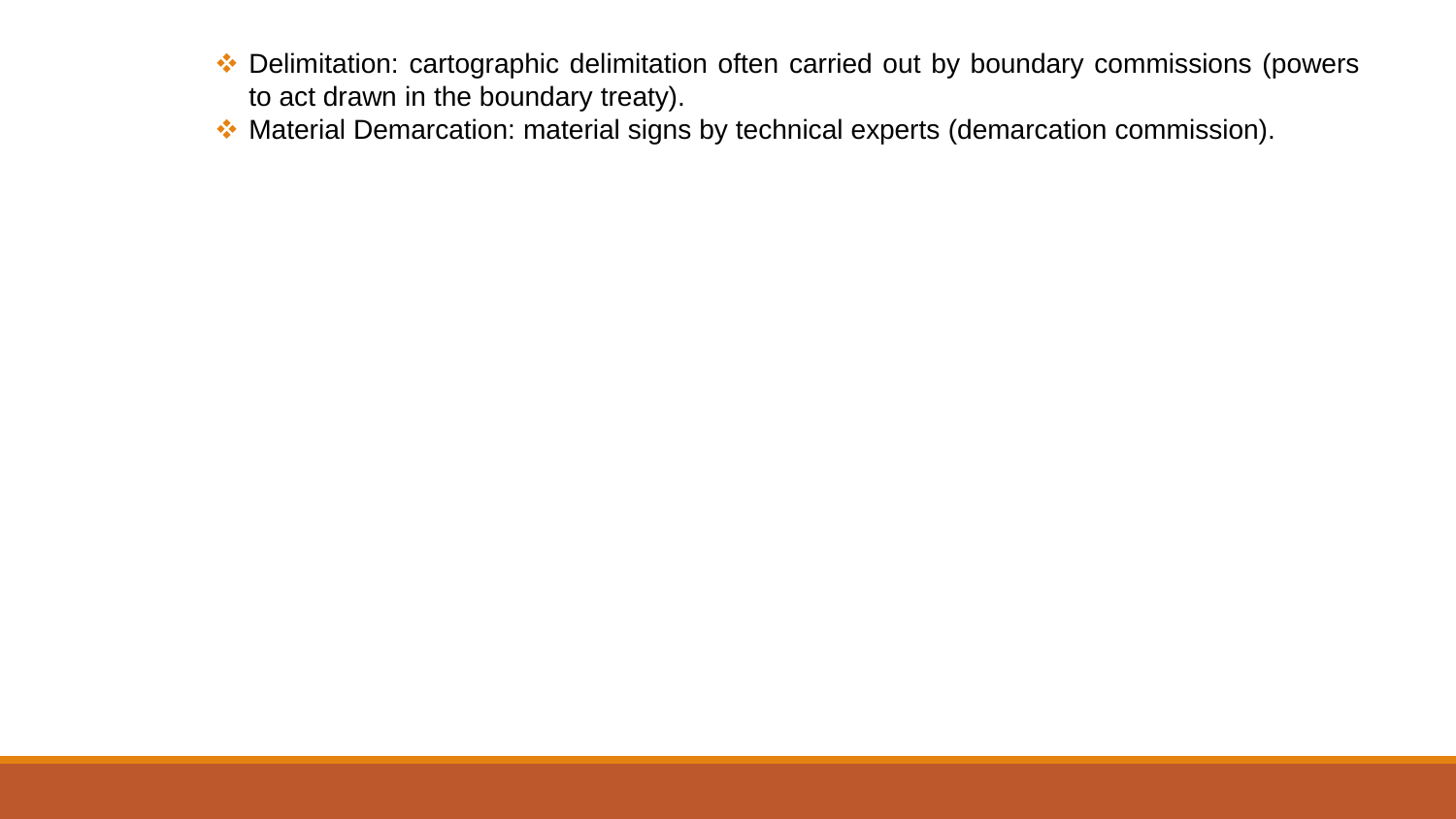- Delimitation: cartographic delimitation often carried out by boundary commissions (powers to act drawn in the boundary treaty).
- Material Demarcation: material signs by technical experts (demarcation commission).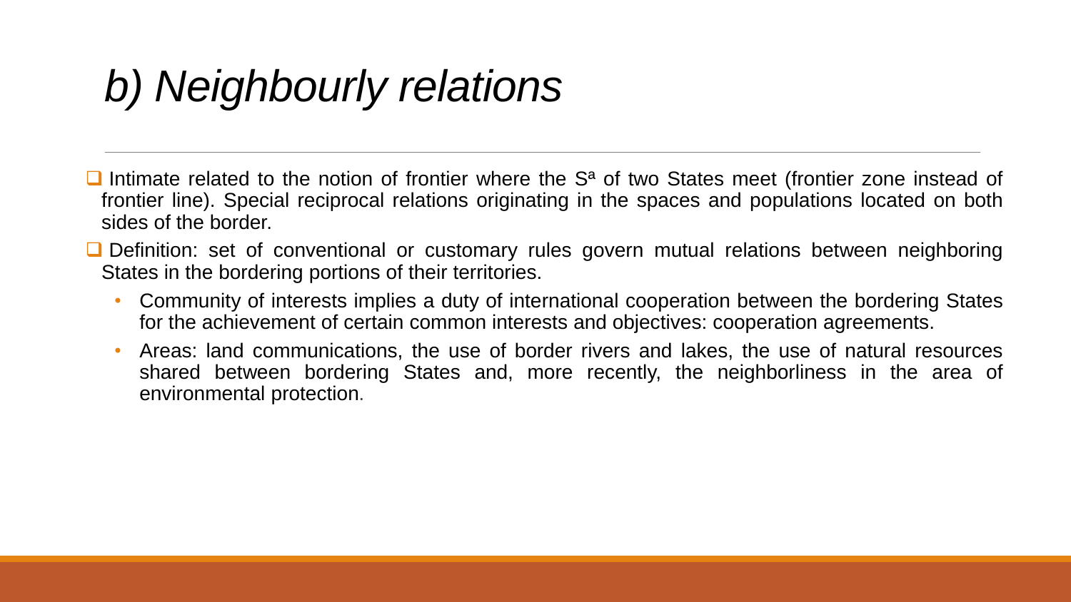# *b) Neighbourly relations*

- Intimate related to the notion of frontier where the Sª of two States meet (frontier zone instead of frontier line). Special reciprocal relations originating in the spaces and populations located on both sides of the border.
- Definition: set of conventional or customary rules govern mutual relations between neighboring States in the bordering portions of their territories.
  - Community of interests implies a duty of international cooperation between the bordering States for the achievement of certain common interests and objectives: cooperation agreements.
  - Areas: land communications, the use of border rivers and lakes, the use of natural resources shared between bordering States and, more recently, the neighborliness in the area of environmental protection.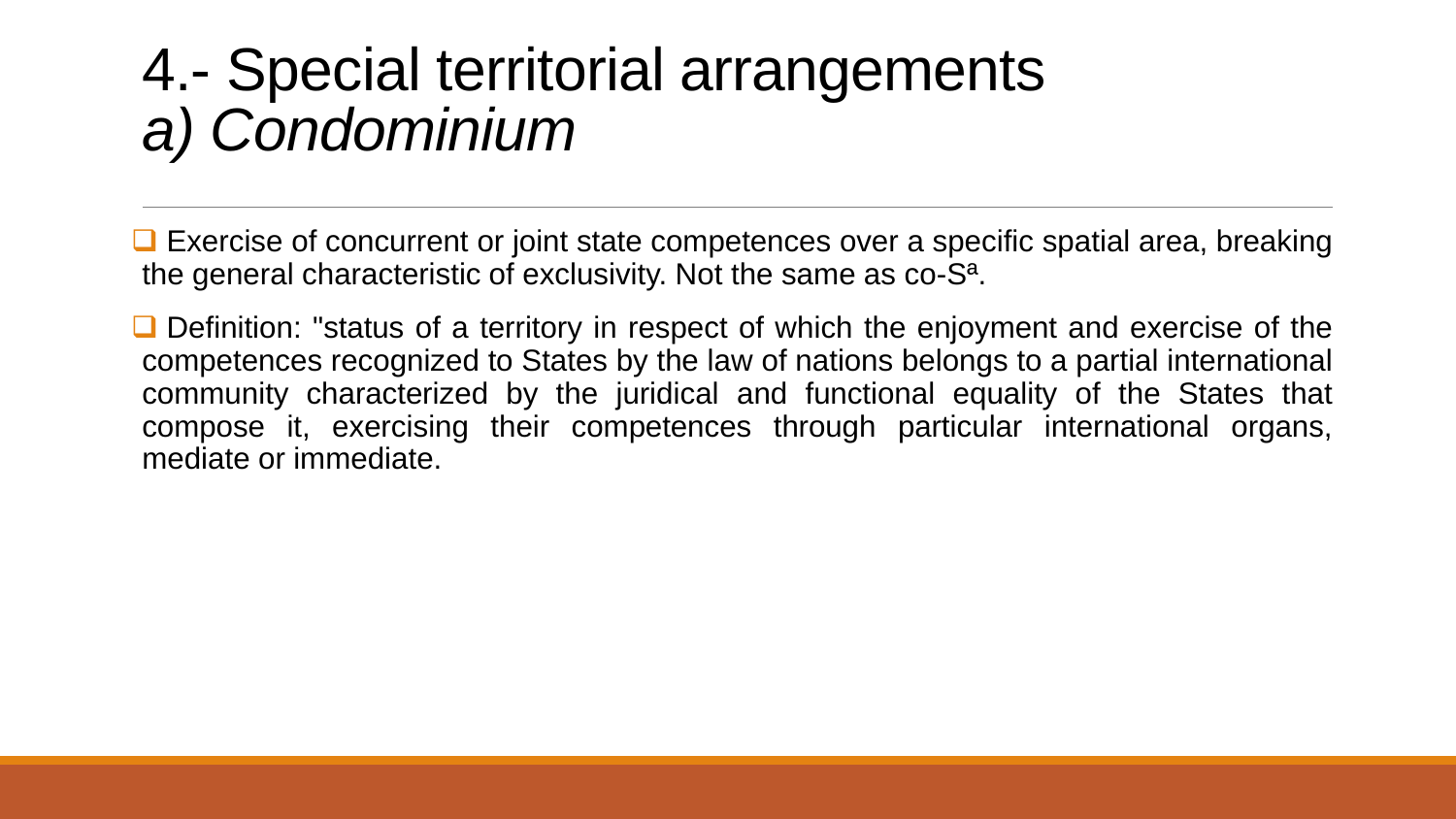# 4.- Special territorial arrangements
## *a) Condominium*

- Exercise of concurrent or joint state competences over a specific spatial area, breaking the general characteristic of exclusivity. Not the same as co-Sª.

- Definition: "status of a territory in respect of which the enjoyment and exercise of the competences recognized to States by the law of nations belongs to a partial international community characterized by the juridical and functional equality of the States that compose it, exercising their competences through particular international organs, mediate or immediate.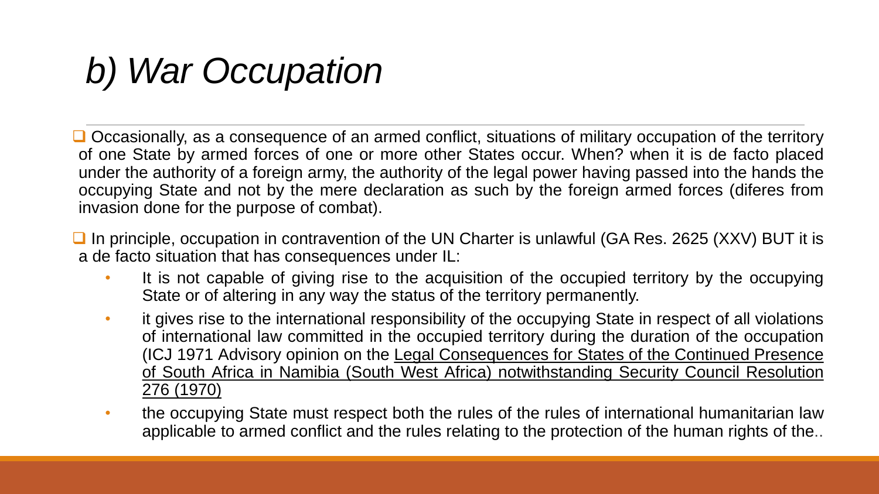# *b) War Occupation*

- Occasionally, as a consequence of an armed conflict, situations of military occupation of the territory of one State by armed forces of one or more other States occur. When? when it is de facto placed under the authority of a foreign army, the authority of the legal power having passed into the hands the occupying State and not by the mere declaration as such by the foreign armed forces (diferes from invasion done for the purpose of combat).

- In principle, occupation in contravention of the UN Charter is unlawful (GA Res. 2625 (XXV) BUT it is a de facto situation that has consequences under IL:
  - It is not capable of giving rise to the acquisition of the occupied territory by the occupying State or of altering in any way the status of the territory permanently.
  - it gives rise to the international responsibility of the occupying State in respect of all violations of international law committed in the occupied territory during the duration of the occupation (ICJ 1971 Advisory opinion on the Legal Consequences for States of the Continued Presence of South Africa in Namibia (South West Africa) notwithstanding Security Council Resolution 276 (1970)
  - the occupying State must respect both the rules of the rules of international humanitarian law applicable to armed conflict and the rules relating to the protection of the human rights of the..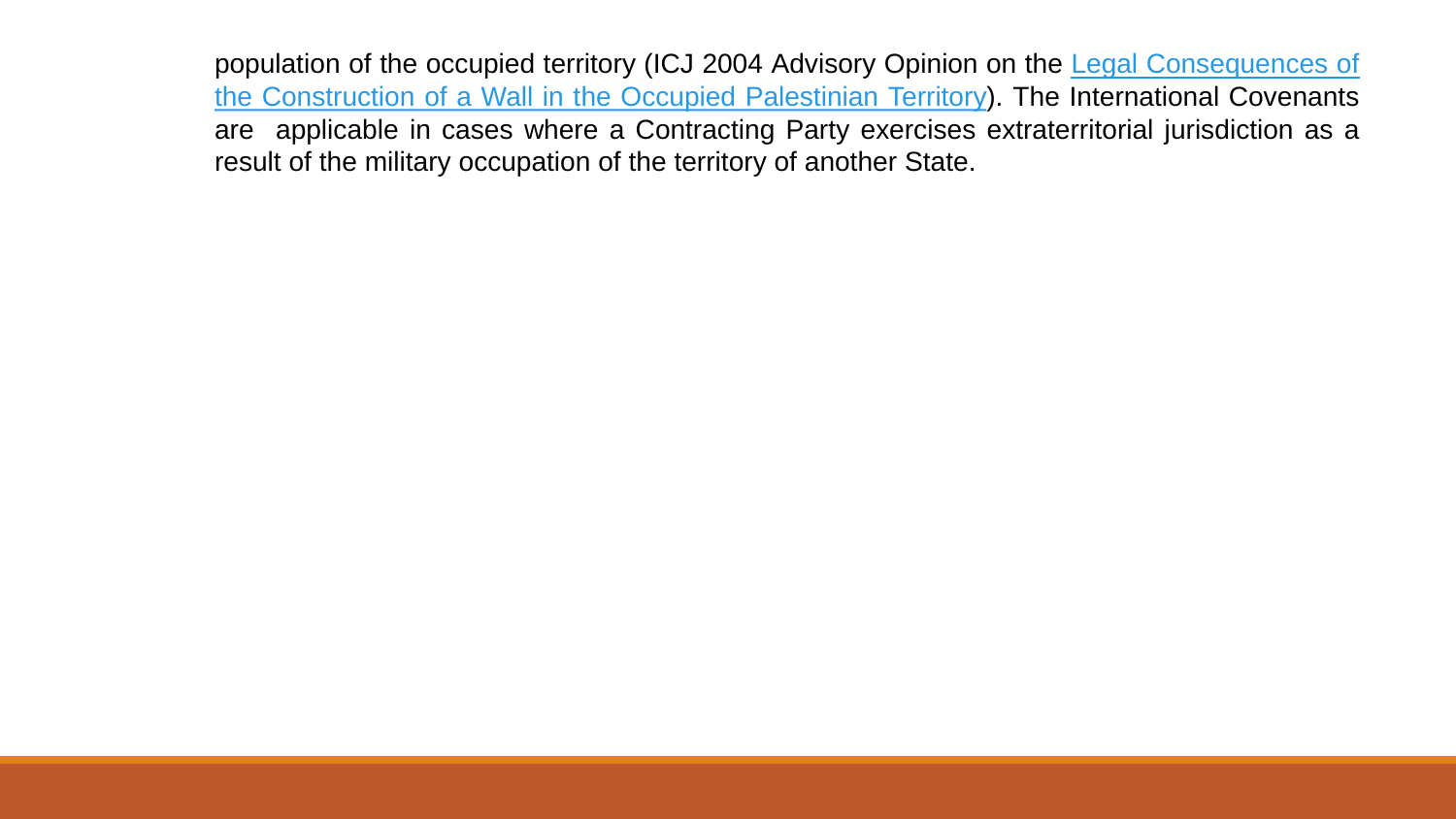population of the occupied territory (ICJ 2004 Advisory Opinion on the [Legal Consequences of the Construction of a Wall in the Occupied Palestinian Territory]). The International Covenants are applicable in cases where a Contracting Party exercises extraterritorial jurisdiction as a result of the military occupation of the territory of another State.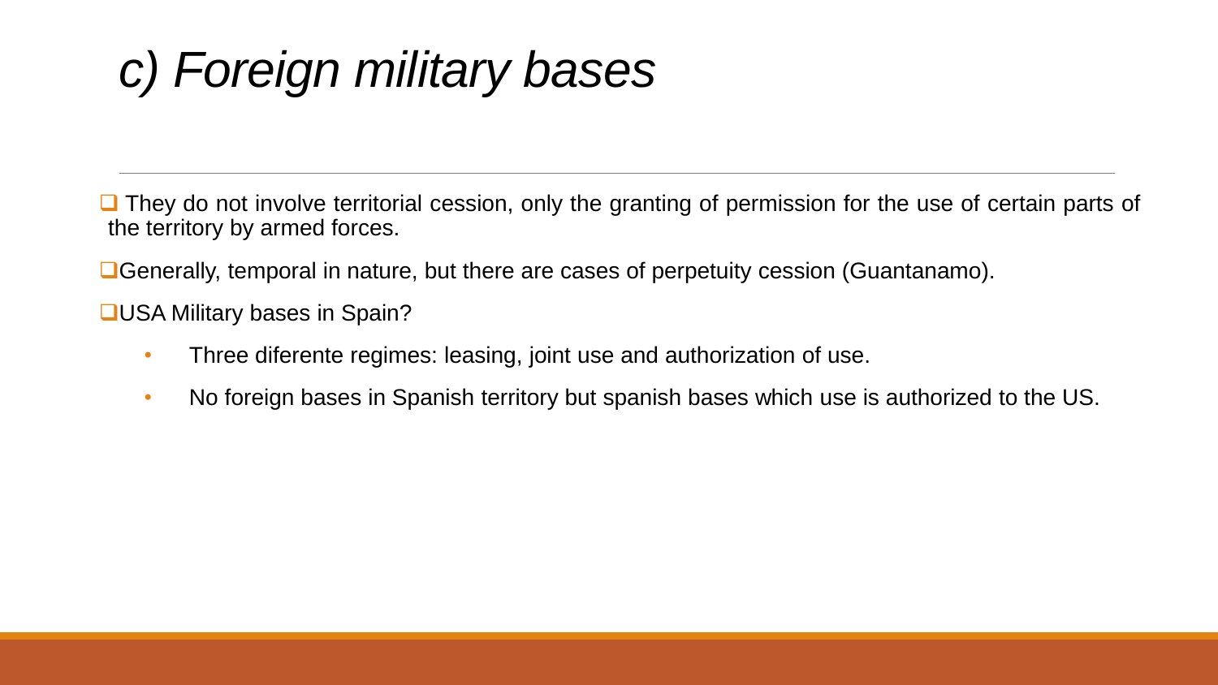# *c) Foreign military bases*

- They do not involve territorial cession, only the granting of permission for the use of certain parts of the territory by armed forces.
- Generally, temporal in nature, but there are cases of perpetuity cession (Guantanamo).
- USA Military bases in Spain?
  - Three diferente regimes: leasing, joint use and authorization of use.
  - No foreign bases in Spanish territory but spanish bases which use is authorized to the US.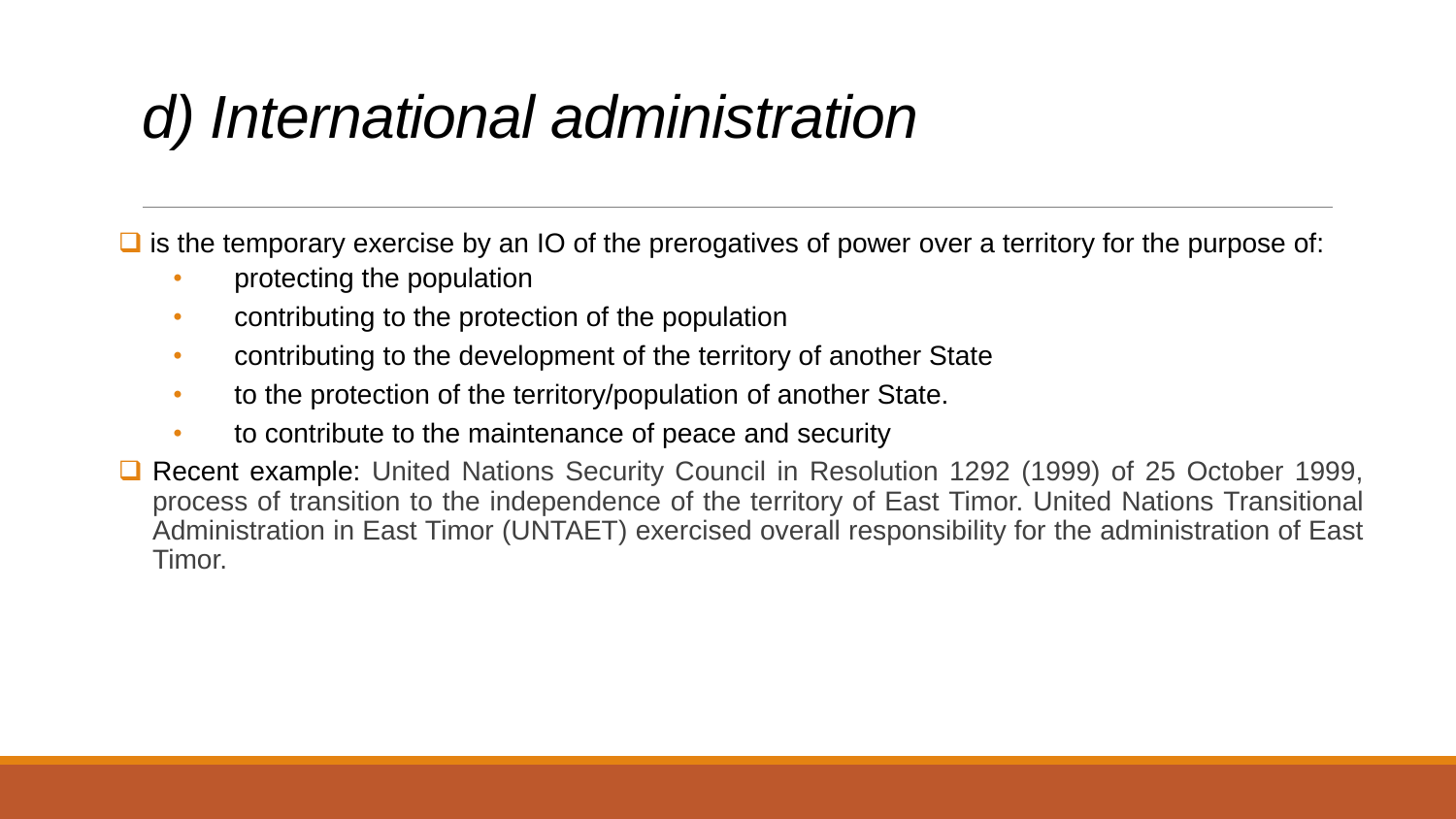# *d) International administration*

- is the temporary exercise by an IO of the prerogatives of power over a territory for the purpose of:
  - protecting the population
  - contributing to the protection of the population
  - contributing to the development of the territory of another State
  - to the protection of the territory/population of another State.
  - to contribute to the maintenance of peace and security
- Recent example: United Nations Security Council in Resolution 1292 (1999) of 25 October 1999, process of transition to the independence of the territory of East Timor. United Nations Transitional Administration in East Timor (UNTAET) exercised overall responsibility for the administration of East Timor.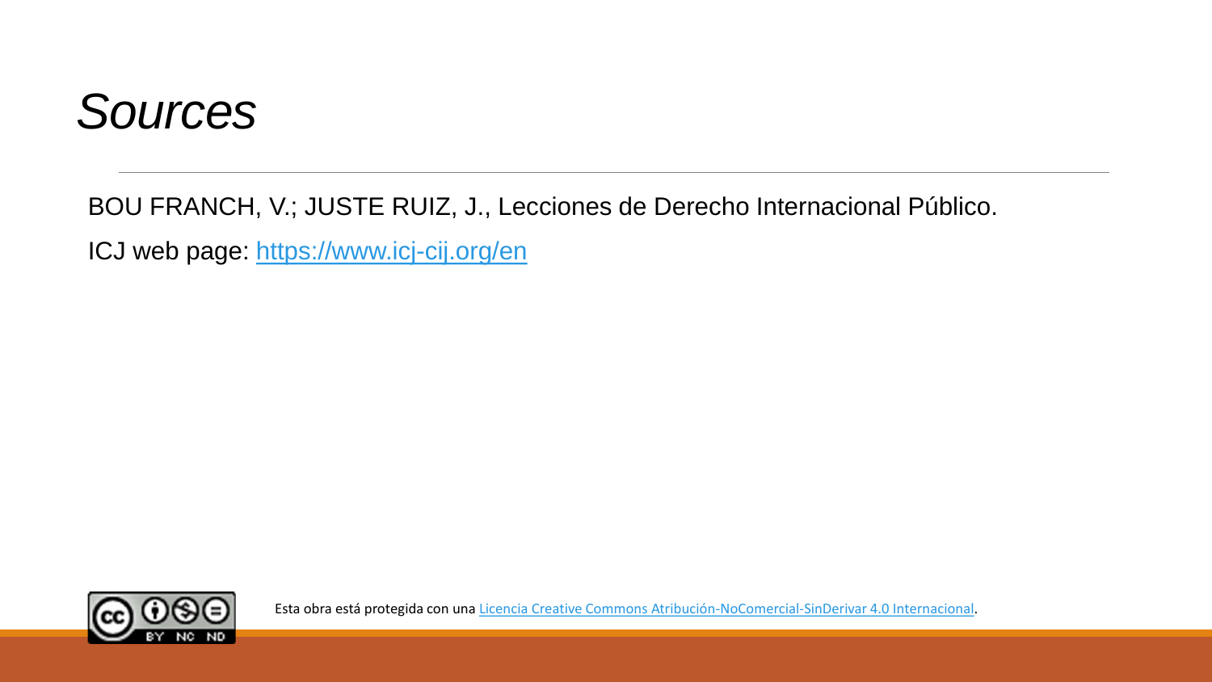# *Sources*

BOU FRANCH, V.; JUSTE RUIZ, J., Lecciones de Derecho Internacional Público.

ICJ web page: [https://www.icj-cij.org/en](https://www.icj-cij.org/en)

Esta obra está protegida con una Licencia Creative Commons Atribución-NoComercial-SinDerivar 4.0 Internacional.